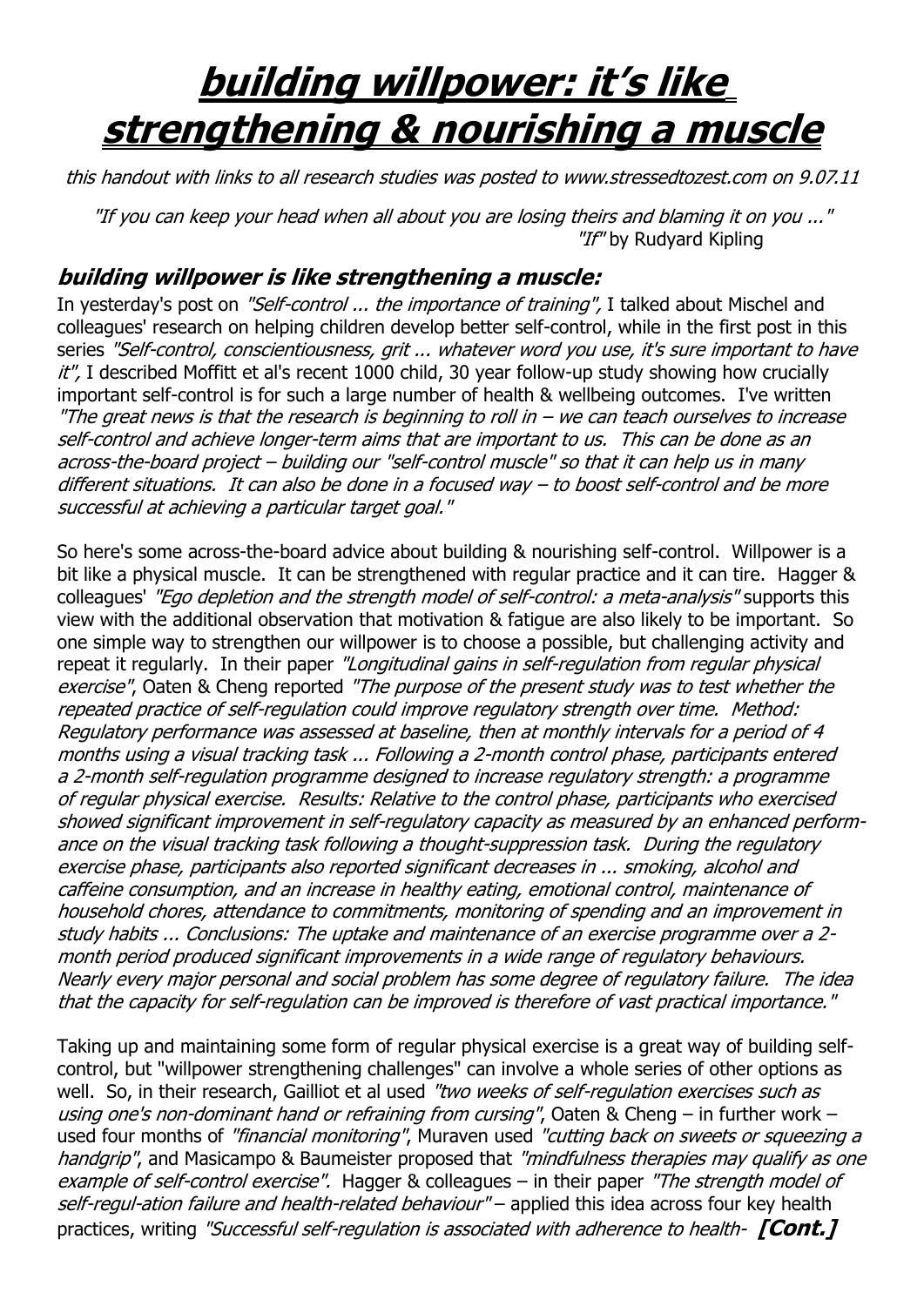# building willpower: it's like strengthening & nourishing a muscle

*this handout with links to all research studies was posted to www.stressedtozest.com on 9.07.11*

*"If you can keep your head when all about you are losing theirs and blaming it on you ..."*
*"If"* by Rudyard Kipling

## building willpower is like strengthening a muscle:

In yesterday's post on *"Self-control ... the importance of training",* I talked about Mischel and colleagues' research on helping children develop better self-control, while in the first post in this series *"Self-control, conscientiousness, grit ... whatever word you use, it's sure important to have it",* I described Moffitt et al's recent 1000 child, 30 year follow-up study showing how crucially important self-control is for such a large number of health & wellbeing outcomes. I've written *"The great news is that the research is beginning to roll in – we can teach ourselves to increase self-control and achieve longer-term aims that are important to us. This can be done as an across-the-board project – building our "self-control muscle" so that it can help us in many different situations. It can also be done in a focused way – to boost self-control and be more successful at achieving a particular target goal."*

So here's some across-the-board advice about building & nourishing self-control. Willpower is a bit like a physical muscle. It can be strengthened with regular practice and it can tire. Hagger & colleagues' *"Ego depletion and the strength model of self-control: a meta-analysis"* supports this view with the additional observation that motivation & fatigue are also likely to be important. So one simple way to strengthen our willpower is to choose a possible, but challenging activity and repeat it regularly. In their paper *"Longitudinal gains in self-regulation from regular physical exercise",* Oaten & Cheng reported *"The purpose of the present study was to test whether the repeated practice of self-regulation could improve regulatory strength over time. Method: Regulatory performance was assessed at baseline, then at monthly intervals for a period of 4 months using a visual tracking task ... Following a 2-month control phase, participants entered a 2-month self-regulation programme designed to increase regulatory strength: a programme of regular physical exercise. Results: Relative to the control phase, participants who exercised showed significant improvement in self-regulatory capacity as measured by an enhanced performance on the visual tracking task following a thought-suppression task. During the regulatory exercise phase, participants also reported significant decreases in ... smoking, alcohol and caffeine consumption, and an increase in healthy eating, emotional control, maintenance of household chores, attendance to commitments, monitoring of spending and an improvement in study habits ... Conclusions: The uptake and maintenance of an exercise programme over a 2-month period produced significant improvements in a wide range of regulatory behaviours. Nearly every major personal and social problem has some degree of regulatory failure. The idea that the capacity for self-regulation can be improved is therefore of vast practical importance."*

Taking up and maintaining some form of regular physical exercise is a great way of building self-control, but "willpower strengthening challenges" can involve a whole series of other options as well. So, in their research, Gailliot et al used *"two weeks of self-regulation exercises such as using one's non-dominant hand or refraining from cursing",* Oaten & Cheng – in further work – used four months of *"financial monitoring",* Muraven used *"cutting back on sweets or squeezing a handgrip",* and Masicampo & Baumeister proposed that *"mindfulness therapies may qualify as one example of self-control exercise".* Hagger & colleagues – in their paper *"The strength model of self-regul-ation failure and health-related behaviour"* – applied this idea across four key health practices, writing *"Successful self-regulation is associated with adherence to health-* **[Cont.]**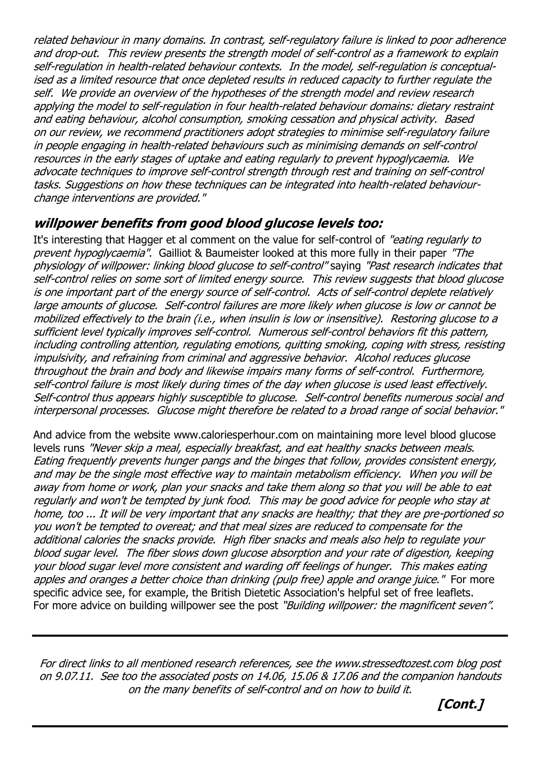*related behaviour in many domains. In contrast, self-regulatory failure is linked to poor adherence and drop-out. This review presents the strength model of self-control as a framework to explain self-regulation in health-related behaviour contexts. In the model, self-regulation is conceptualised as a limited resource that once depleted results in reduced capacity to further regulate the self. We provide an overview of the hypotheses of the strength model and review research applying the model to self-regulation in four health-related behaviour domains: dietary restraint and eating behaviour, alcohol consumption, smoking cessation and physical activity. Based on our review, we recommend practitioners adopt strategies to minimise self-regulatory failure in people engaging in health-related behaviours such as minimising demands on self-control resources in the early stages of uptake and eating regularly to prevent hypoglycaemia. We advocate techniques to improve self-control strength through rest and training on self-control tasks. Suggestions on how these techniques can be integrated into health-related behaviour-change interventions are provided."*

## *willpower benefits from good blood glucose levels too:*

It's interesting that Hagger et al comment on the value for self-control of *"eating regularly to prevent hypoglycaemia"*. Gailliot & Baumeister looked at this more fully in their paper *"The physiology of willpower: linking blood glucose to self-control"* saying *"Past research indicates that self-control relies on some sort of limited energy source. This review suggests that blood glucose is one important part of the energy source of self-control. Acts of self-control deplete relatively large amounts of glucose. Self-control failures are more likely when glucose is low or cannot be mobilized effectively to the brain (i.e., when insulin is low or insensitive). Restoring glucose to a sufficient level typically improves self-control. Numerous self-control behaviors fit this pattern, including controlling attention, regulating emotions, quitting smoking, coping with stress, resisting impulsivity, and refraining from criminal and aggressive behavior. Alcohol reduces glucose throughout the brain and body and likewise impairs many forms of self-control. Furthermore, self-control failure is most likely during times of the day when glucose is used least effectively. Self-control thus appears highly susceptible to glucose. Self-control benefits numerous social and interpersonal processes. Glucose might therefore be related to a broad range of social behavior."*

And advice from the website www.caloriesperhour.com on maintaining more level blood glucose levels runs *"Never skip a meal, especially breakfast, and eat healthy snacks between meals. Eating frequently prevents hunger pangs and the binges that follow, provides consistent energy, and may be the single most effective way to maintain metabolism efficiency. When you will be away from home or work, plan your snacks and take them along so that you will be able to eat regularly and won't be tempted by junk food. This may be good advice for people who stay at home, too ... It will be very important that any snacks are healthy; that they are pre-portioned so you won't be tempted to overeat; and that meal sizes are reduced to compensate for the additional calories the snacks provide. High fiber snacks and meals also help to regulate your blood sugar level. The fiber slows down glucose absorption and your rate of digestion, keeping your blood sugar level more consistent and warding off feelings of hunger. This makes eating apples and oranges a better choice than drinking (pulp free) apple and orange juice."* For more specific advice see, for example, the British Dietetic Association's helpful set of free leaflets. For more advice on building willpower see the post *"Building willpower: the magnificent seven"*.

---

*For direct links to all mentioned research references, see the www.stressedtozest.com blog post on 9.07.11. See too the associated posts on 14.06, 15.06 & 17.06 and the companion handouts on the many benefits of self-control and on how to build it.*

***[Cont.]***

---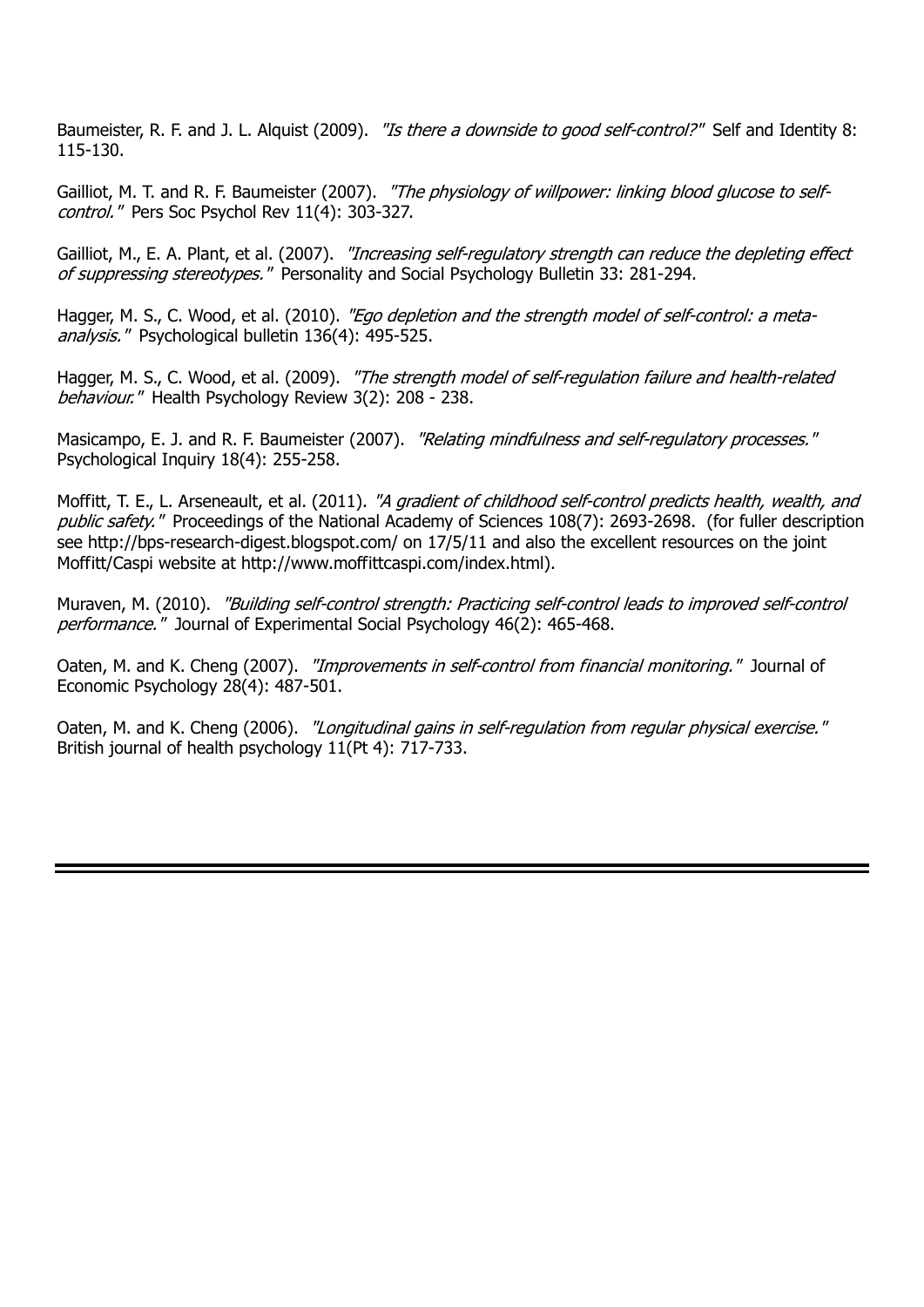Baumeister, R. F. and J. L. Alquist (2009). *"Is there a downside to good self-control?"* Self and Identity 8: 115-130.

Gailliot, M. T. and R. F. Baumeister (2007). *"The physiology of willpower: linking blood glucose to self-control."* Pers Soc Psychol Rev 11(4): 303-327.

Gailliot, M., E. A. Plant, et al. (2007). *"Increasing self-regulatory strength can reduce the depleting effect of suppressing stereotypes."* Personality and Social Psychology Bulletin 33: 281-294.

Hagger, M. S., C. Wood, et al. (2010). *"Ego depletion and the strength model of self-control: a meta-analysis."* Psychological bulletin 136(4): 495-525.

Hagger, M. S., C. Wood, et al. (2009). *"The strength model of self-regulation failure and health-related behaviour."* Health Psychology Review 3(2): 208 - 238.

Masicampo, E. J. and R. F. Baumeister (2007). *"Relating mindfulness and self-regulatory processes."* Psychological Inquiry 18(4): 255-258.

Moffitt, T. E., L. Arseneault, et al. (2011). *"A gradient of childhood self-control predicts health, wealth, and public safety."* Proceedings of the National Academy of Sciences 108(7): 2693-2698. (for fuller description see http://bps-research-digest.blogspot.com/ on 17/5/11 and also the excellent resources on the joint Moffitt/Caspi website at http://www.moffittcaspi.com/index.html).

Muraven, M. (2010). *"Building self-control strength: Practicing self-control leads to improved self-control performance."* Journal of Experimental Social Psychology 46(2): 465-468.

Oaten, M. and K. Cheng (2007). *"Improvements in self-control from financial monitoring."* Journal of Economic Psychology 28(4): 487-501.

Oaten, M. and K. Cheng (2006). *"Longitudinal gains in self-regulation from regular physical exercise."* British journal of health psychology 11(Pt 4): 717-733.